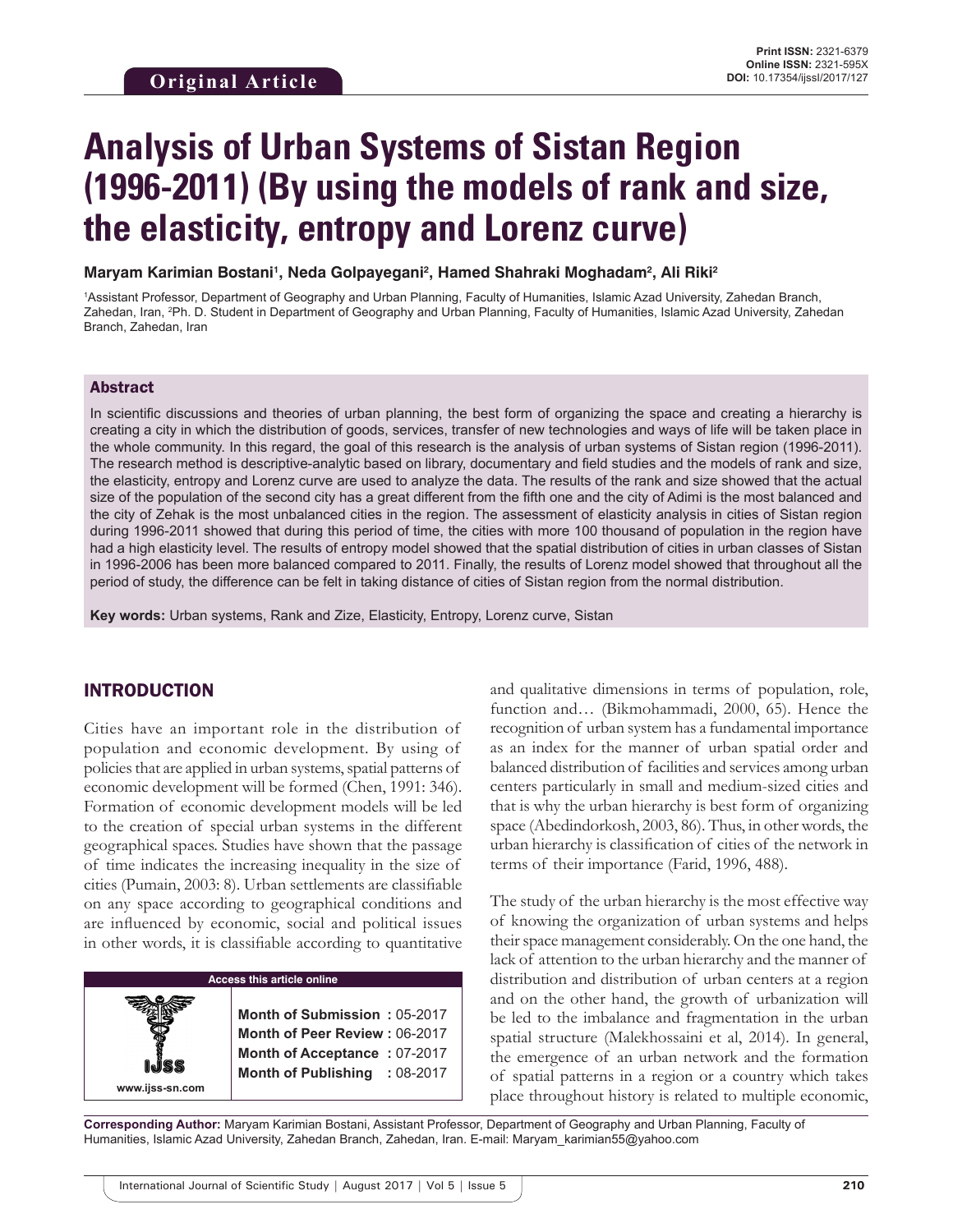**Original Article**

**Print ISSN:** 2321-6379
**Online ISSN:** 2321-595X
**DOI:** 10.17354/ijssI/2017/127

# Analysis of Urban Systems of Sistan Region (1996-2011) (By using the models of rank and size, the elasticity, entropy and Lorenz curve)

**Maryam Karimian Bostani[1], Neda Golpayegani[2], Hamed Shahraki Moghadam[2], Ali Riki[2]**

[1]Assistant Professor, Department of Geography and Urban Planning, Faculty of Humanities, Islamic Azad University, Zahedan Branch, Zahedan, Iran, [2]Ph. D. Student in Department of Geography and Urban Planning, Faculty of Humanities, Islamic Azad University, Zahedan Branch, Zahedan, Iran

## Abstract

In scientific discussions and theories of urban planning, the best form of organizing the space and creating a hierarchy is creating a city in which the distribution of goods, services, transfer of new technologies and ways of life will be taken place in the whole community. In this regard, the goal of this research is the analysis of urban systems of Sistan region (1996-2011). The research method is descriptive-analytic based on library, documentary and field studies and the models of rank and size, the elasticity, entropy and Lorenz curve are used to analyze the data. The results of the rank and size showed that the actual size of the population of the second city has a great different from the fifth one and the city of Adimi is the most balanced and the city of Zehak is the most unbalanced cities in the region. The assessment of elasticity analysis in cities of Sistan region during 1996-2011 showed that during this period of time, the cities with more 100 thousand of population in the region have had a high elasticity level. The results of entropy model showed that the spatial distribution of cities in urban classes of Sistan in 1996-2006 has been more balanced compared to 2011. Finally, the results of Lorenz model showed that throughout all the period of study, the difference can be felt in taking distance of cities of Sistan region from the normal distribution.

**Key words:** Urban systems, Rank and Zize, Elasticity, Entropy, Lorenz curve, Sistan

## INTRODUCTION

Cities have an important role in the distribution of population and economic development. By using of policies that are applied in urban systems, spatial patterns of economic development will be formed (Chen, 1991: 346). Formation of economic development models will be led to the creation of special urban systems in the different geographical spaces. Studies have shown that the passage of time indicates the increasing inequality in the size of cities (Pumain, 2003: 8). Urban settlements are classifiable on any space according to geographical conditions and are influenced by economic, social and political issues in other words, it is classifiable according to quantitative and qualitative dimensions in terms of population, role, function and… (Bikmohammadi, 2000, 65). Hence the recognition of urban system has a fundamental importance as an index for the manner of urban spatial order and balanced distribution of facilities and services among urban centers particularly in small and medium-sized cities and that is why the urban hierarchy is best form of organizing space (Abedindorkosh, 2003, 86). Thus, in other words, the urban hierarchy is classification of cities of the network in terms of their importance (Farid, 1996, 488).

The study of the urban hierarchy is the most effective way of knowing the organization of urban systems and helps their space management considerably. On the one hand, the lack of attention to the urban hierarchy and the manner of distribution and distribution of urban centers at a region and on the other hand, the growth of urbanization will be led to the imbalance and fragmentation in the urban spatial structure (Malekhossaini et al, 2014). In general, the emergence of an urban network and the formation of spatial patterns in a region or a country which takes place throughout history is related to multiple economic,

| Access this article online | |
|---|---|
| www.ijss-sn.com | **Month of Submission :** 05-2017 <br> **Month of Peer Review :** 06-2017 <br> **Month of Acceptance :** 07-2017 <br> **Month of Publishing :** 08-2017 |

**Corresponding Author:** Maryam Karimian Bostani, Assistant Professor, Department of Geography and Urban Planning, Faculty of Humanities, Islamic Azad University, Zahedan Branch, Zahedan, Iran. E-mail: Maryam_karimian55@yahoo.com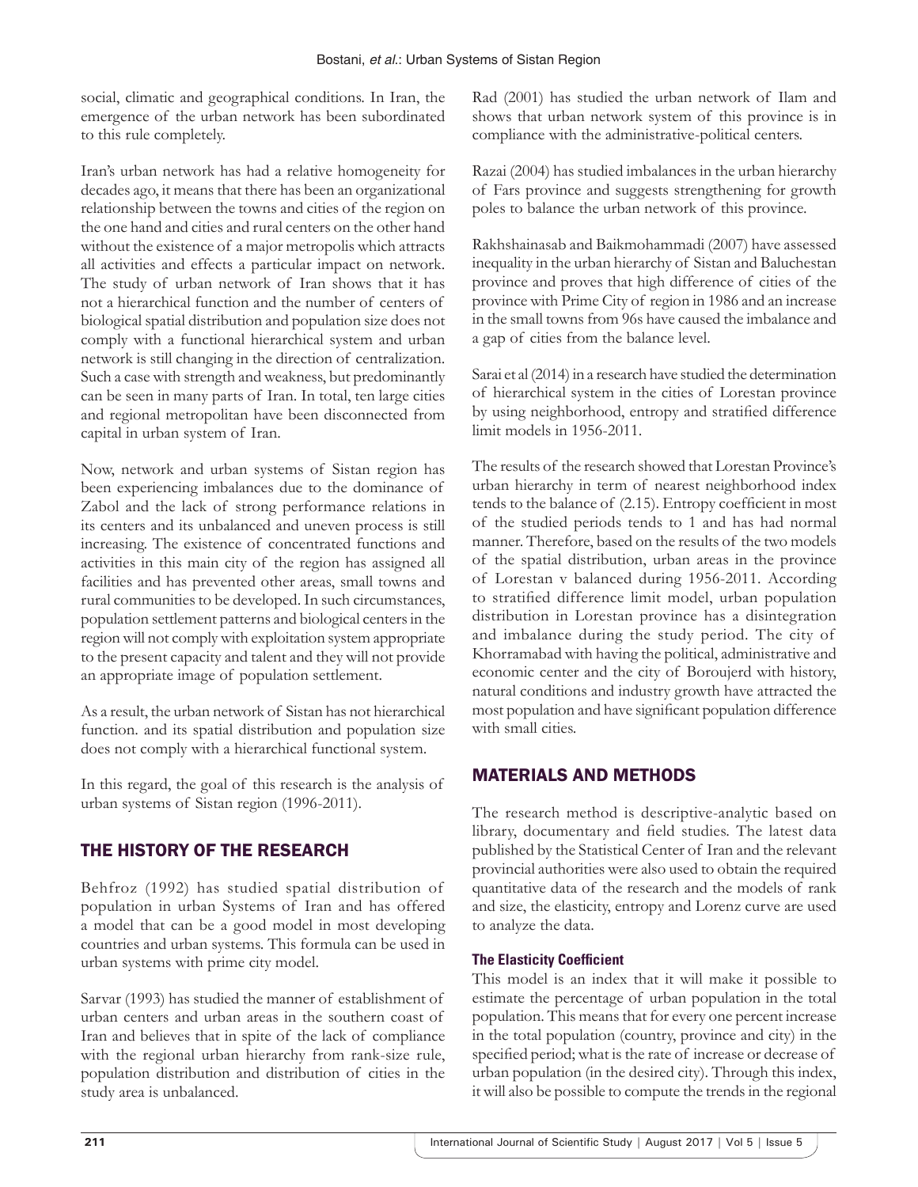social, climatic and geographical conditions. In Iran, the emergence of the urban network has been subordinated to this rule completely.

Iran's urban network has had a relative homogeneity for decades ago, it means that there has been an organizational relationship between the towns and cities of the region on the one hand and cities and rural centers on the other hand without the existence of a major metropolis which attracts all activities and effects a particular impact on network. The study of urban network of Iran shows that it has not a hierarchical function and the number of centers of biological spatial distribution and population size does not comply with a functional hierarchical system and urban network is still changing in the direction of centralization. Such a case with strength and weakness, but predominantly can be seen in many parts of Iran. In total, ten large cities and regional metropolitan have been disconnected from capital in urban system of Iran.

Now, network and urban systems of Sistan region has been experiencing imbalances due to the dominance of Zabol and the lack of strong performance relations in its centers and its unbalanced and uneven process is still increasing. The existence of concentrated functions and activities in this main city of the region has assigned all facilities and has prevented other areas, small towns and rural communities to be developed. In such circumstances, population settlement patterns and biological centers in the region will not comply with exploitation system appropriate to the present capacity and talent and they will not provide an appropriate image of population settlement.

As a result, the urban network of Sistan has not hierarchical function. and its spatial distribution and population size does not comply with a hierarchical functional system.

In this regard, the goal of this research is the analysis of urban systems of Sistan region (1996-2011).

## THE HISTORY OF THE RESEARCH

Behfroz (1992) has studied spatial distribution of population in urban Systems of Iran and has offered a model that can be a good model in most developing countries and urban systems. This formula can be used in urban systems with prime city model.

Sarvar (1993) has studied the manner of establishment of urban centers and urban areas in the southern coast of Iran and believes that in spite of the lack of compliance with the regional urban hierarchy from rank-size rule, population distribution and distribution of cities in the study area is unbalanced.

Rad (2001) has studied the urban network of Ilam and shows that urban network system of this province is in compliance with the administrative-political centers.

Razai (2004) has studied imbalances in the urban hierarchy of Fars province and suggests strengthening for growth poles to balance the urban network of this province.

Rakhshainasab and Baikmohammadi (2007) have assessed inequality in the urban hierarchy of Sistan and Baluchestan province and proves that high difference of cities of the province with Prime City of region in 1986 and an increase in the small towns from 96s have caused the imbalance and a gap of cities from the balance level.

Sarai et al (2014) in a research have studied the determination of hierarchical system in the cities of Lorestan province by using neighborhood, entropy and stratified difference limit models in 1956-2011.

The results of the research showed that Lorestan Province's urban hierarchy in term of nearest neighborhood index tends to the balance of (2.15). Entropy coefficient in most of the studied periods tends to 1 and has had normal manner. Therefore, based on the results of the two models of the spatial distribution, urban areas in the province of Lorestan v balanced during 1956-2011. According to stratified difference limit model, urban population distribution in Lorestan province has a disintegration and imbalance during the study period. The city of Khorramabad with having the political, administrative and economic center and the city of Boroujerd with history, natural conditions and industry growth have attracted the most population and have significant population difference with small cities.

## MATERIALS AND METHODS

The research method is descriptive-analytic based on library, documentary and field studies. The latest data published by the Statistical Center of Iran and the relevant provincial authorities were also used to obtain the required quantitative data of the research and the models of rank and size, the elasticity, entropy and Lorenz curve are used to analyze the data.

### The Elasticity Coefficient

This model is an index that it will make it possible to estimate the percentage of urban population in the total population. This means that for every one percent increase in the total population (country, province and city) in the specified period; what is the rate of increase or decrease of urban population (in the desired city). Through this index, it will also be possible to compute the trends in the regional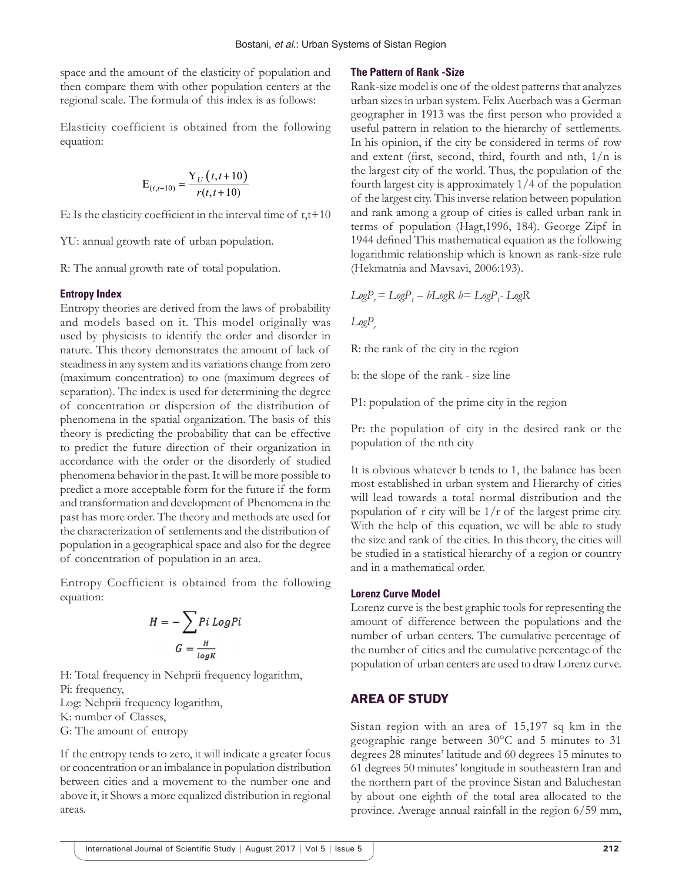space and the amount of the elasticity of population and then compare them with other population centers at the regional scale. The formula of this index is as follows:

Elasticity coefficient is obtained from the following equation:

$$E_{(t,t+10)} = \frac{Y_U(t,t+10)}{r(t,t+10)}$$

E: Is the elasticity coefficient in the interval time of t,t+10

YU: annual growth rate of urban population.

R: The annual growth rate of total population.

#### Entropy Index

Entropy theories are derived from the laws of probability and models based on it. This model originally was used by physicists to identify the order and disorder in nature. This theory demonstrates the amount of lack of steadiness in any system and its variations change from zero (maximum concentration) to one (maximum degrees of separation). The index is used for determining the degree of concentration or dispersion of the distribution of phenomena in the spatial organization. The basis of this theory is predicting the probability that can be effective to predict the future direction of their organization in accordance with the order or the disorderly of studied phenomena behavior in the past. It will be more possible to predict a more acceptable form for the future if the form and transformation and development of Phenomena in the past has more order. The theory and methods are used for the characterization of settlements and the distribution of population in a geographical space and also for the degree of concentration of population in an area.

Entropy Coefficient is obtained from the following equation:

$$H = -\sum Pi\ LogPi$$

$$G = \frac{H}{logK}$$

H: Total frequency in Nehprii frequency logarithm,
Pi: frequency,
Log: Nehprii frequency logarithm,
K: number of Classes,
G: The amount of entropy

If the entropy tends to zero, it will indicate a greater focus or concentration or an imbalance in population distribution between cities and a movement to the number one and above it, it Shows a more equalized distribution in regional areas.

#### The Pattern of Rank -Size

Rank-size model is one of the oldest patterns that analyzes urban sizes in urban system. Felix Auerbach was a German geographer in 1913 was the first person who provided a useful pattern in relation to the hierarchy of settlements. In his opinion, if the city be considered in terms of row and extent (first, second, third, fourth and nth, 1/n is the largest city of the world. Thus, the population of the fourth largest city is approximately 1/4 of the population of the largest city. This inverse relation between population and rank among a group of cities is called urban rank in terms of population (Hagt,1996, 184). George Zipf in 1944 defined This mathematical equation as the following logarithmic relationship which is known as rank-size rule (Hekmatnia and Mavsavi, 2006:193).

$LogP_r = LogP_1 - bLogR\ b = LogP_1 - LogR$

$LogP_r$

R: the rank of the city in the region

b: the slope of the rank - size line

P1: population of the prime city in the region

Pr: the population of city in the desired rank or the population of the nth city

It is obvious whatever b tends to 1, the balance has been most established in urban system and Hierarchy of cities will lead towards a total normal distribution and the population of r city will be 1/r of the largest prime city. With the help of this equation, we will be able to study the size and rank of the cities. In this theory, the cities will be studied in a statistical hierarchy of a region or country and in a mathematical order.

#### Lorenz Curve Model

Lorenz curve is the best graphic tools for representing the amount of difference between the populations and the number of urban centers. The cumulative percentage of the number of cities and the cumulative percentage of the population of urban centers are used to draw Lorenz curve.

## AREA OF STUDY

Sistan region with an area of 15,197 sq km in the geographic range between 30°C and 5 minutes to 31 degrees 28 minutes' latitude and 60 degrees 15 minutes to 61 degrees 50 minutes' longitude in southeastern Iran and the northern part of the province Sistan and Baluchestan by about one eighth of the total area allocated to the province. Average annual rainfall in the region 6/59 mm,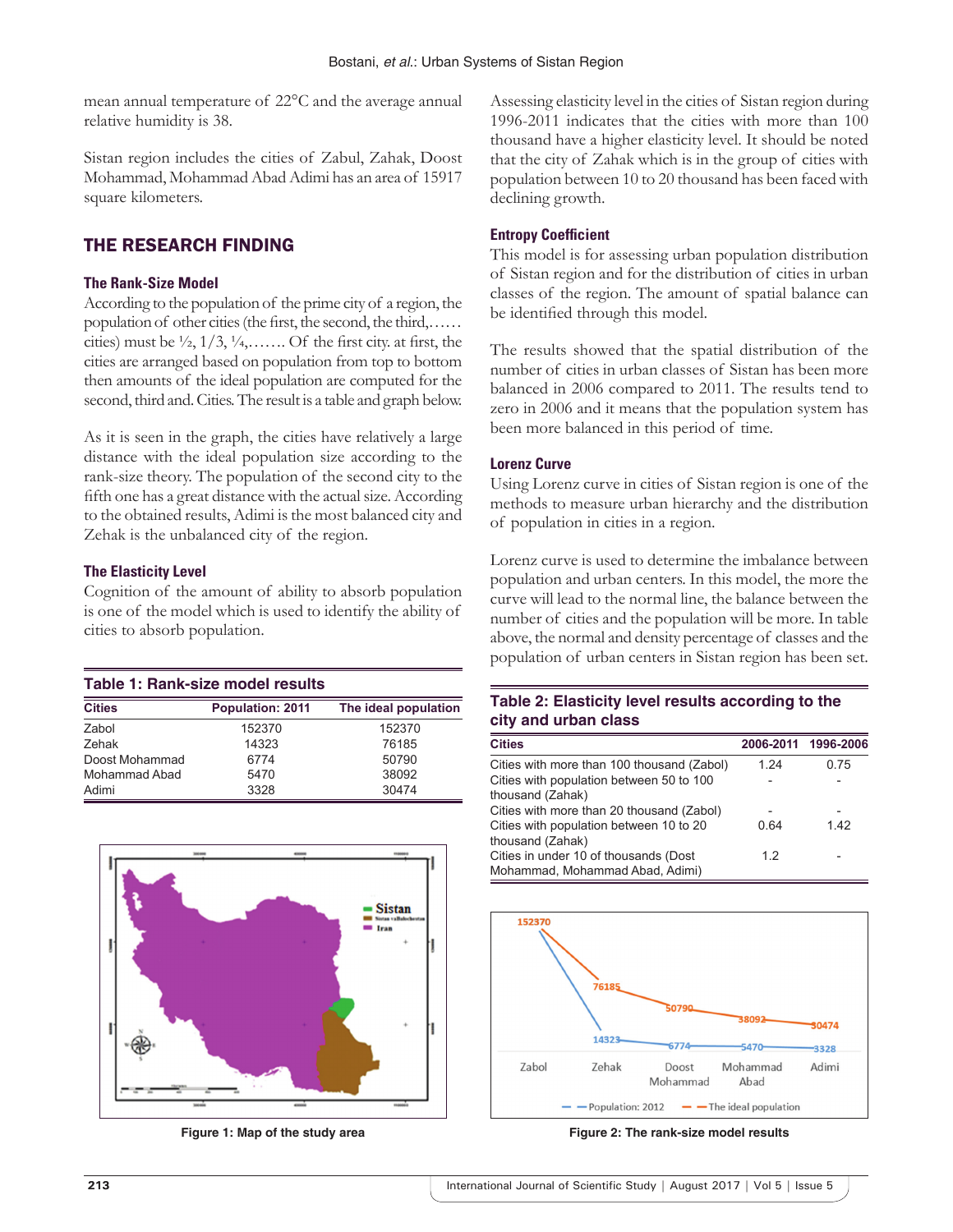mean annual temperature of 22°C and the average annual relative humidity is 38.

Sistan region includes the cities of Zabul, Zahak, Doost Mohammad, Mohammad Abad Adimi has an area of 15917 square kilometers.

## THE RESEARCH FINDING

### The Rank-Size Model

According to the population of the prime city of a region, the population of other cities (the first, the second, the third,…… cities) must be ½, 1/3, ¼,……. Of the first city. at first, the cities are arranged based on population from top to bottom then amounts of the ideal population are computed for the second, third and. Cities. The result is a table and graph below.

As it is seen in the graph, the cities have relatively a large distance with the ideal population size according to the rank-size theory. The population of the second city to the fifth one has a great distance with the actual size. According to the obtained results, Adimi is the most balanced city and Zehak is the unbalanced city of the region.

### The Elasticity Level

Cognition of the amount of ability to absorb population is one of the model which is used to identify the ability of cities to absorb population.

**Table 1: Rank-size model results**

| Cities | Population: 2011 | The ideal population |
|---|---|---|
| Zabol | 152370 | 152370 |
| Zehak | 14323 | 76185 |
| Doost Mohammad | 6774 | 50790 |
| Mohammad Abad | 5470 | 38092 |
| Adimi | 3328 | 30474 |

Figure 1: Map of the study area

Assessing elasticity level in the cities of Sistan region during 1996-2011 indicates that the cities with more than 100 thousand have a higher elasticity level. It should be noted that the city of Zahak which is in the group of cities with population between 10 to 20 thousand has been faced with declining growth.

### Entropy Coefficient

This model is for assessing urban population distribution of Sistan region and for the distribution of cities in urban classes of the region. The amount of spatial balance can be identified through this model.

The results showed that the spatial distribution of the number of cities in urban classes of Sistan has been more balanced in 2006 compared to 2011. The results tend to zero in 2006 and it means that the population system has been more balanced in this period of time.

### Lorenz Curve

Using Lorenz curve in cities of Sistan region is one of the methods to measure urban hierarchy and the distribution of population in cities in a region.

Lorenz curve is used to determine the imbalance between population and urban centers. In this model, the more the curve will lead to the normal line, the balance between the number of cities and the population will be more. In table above, the normal and density percentage of classes and the population of urban centers in Sistan region has been set.

**Table 2: Elasticity level results according to the city and urban class**

| Cities | 2006-2011 | 1996-2006 |
|---|---|---|
| Cities with more than 100 thousand (Zabol) | 1.24 | 0.75 |
| Cities with population between 50 to 100 thousand (Zahak) | - | - |
| Cities with more than 20 thousand (Zabol) | - | - |
| Cities with population between 10 to 20 thousand (Zahak) | 0.64 | 1.42 |
| Cities in under 10 of thousands (Dost Mohammad, Mohammad Abad, Adimi) | 1.2 | - |

Figure 2: The rank-size model results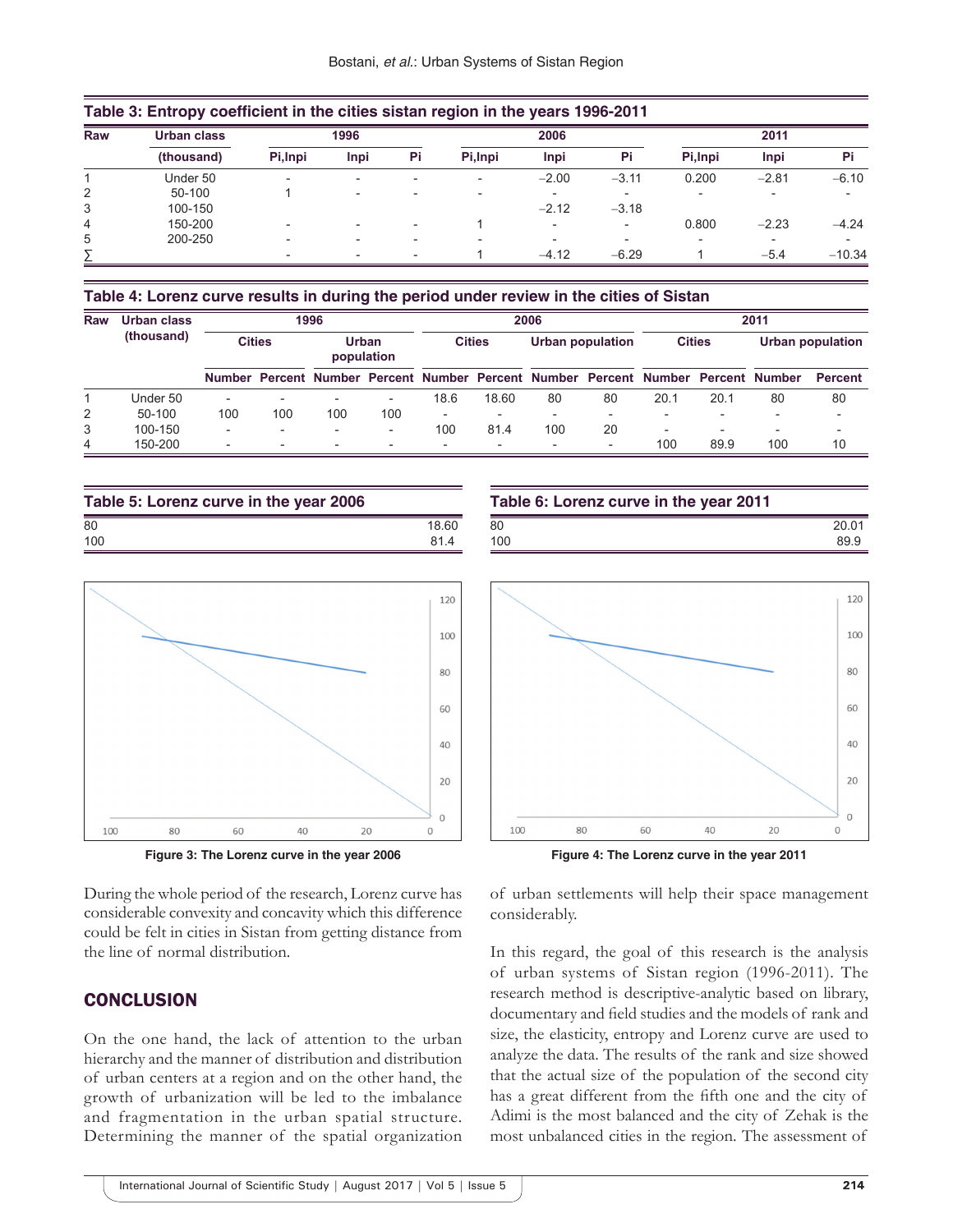**Table 3: Entropy coefficient in the cities sistan region in the years 1996-2011**

| Raw | Urban class | 1996 | | | 2006 | | | 2011 | | |
|---|---|---|---|---|---|---|---|---|---|---|
| | (thousand) | Pi,lnpi | lnpi | Pi | Pi,lnpi | lnpi | Pi | Pi,lnpi | lnpi | Pi |
| 1 | Under 50 | - | - | - | - | −2.00 | −3.11 | 0.200 | −2.81 | −6.10 |
| 2 | 50-100 | 1 | - | - | - | - | - | - | - | - |
| 3 | 100-150 | | | | | −2.12 | −3.18 | | | |
| 4 | 150-200 | - | - | - | 1 | - | - | 0.800 | −2.23 | −4.24 |
| 5 | 200-250 | - | - | - | - | - | - | - | - | - |
| ∑ | | - | - | - | 1 | −4.12 | −6.29 | 1 | −5.4 | −10.34 |

**Table 4: Lorenz curve results in during the period under review in the cities of Sistan**

| Raw | Urban class (thousand) | 1996 | | | | 2006 | | | | 2011 | | | |
|---|---|---|---|---|---|---|---|---|---|---|---|---|---|
| | | Cities | | Urban population | | Cities | | Urban population | | Cities | | Urban population | |
| | | Number | Percent | Number | Percent | Number | Percent | Number | Percent | Number | Percent | Number | Percent |
| 1 | Under 50 | - | - | - | - | 18.6 | 18.60 | 80 | 80 | 20.1 | 20.1 | 80 | 80 |
| 2 | 50-100 | 100 | 100 | 100 | 100 | - | - | - | - | - | - | - | - |
| 3 | 100-150 | - | - | - | - | 100 | 81.4 | 100 | 20 | - | - | - | - |
| 4 | 150-200 | - | - | - | - | - | - | - | - | 100 | 89.9 | 100 | 10 |

**Table 5: Lorenz curve in the year 2006**

| | |
|---|---|
| 80 | 18.60 |
| 100 | 81.4 |

**Table 6: Lorenz curve in the year 2011**

| | |
|---|---|
| 80 | 20.01 |
| 100 | 89.9 |

Figure 3: The Lorenz curve in the year 2006

Figure 4: The Lorenz curve in the year 2011

During the whole period of the research, Lorenz curve has considerable convexity and concavity which this difference could be felt in cities in Sistan from getting distance from the line of normal distribution.

## CONCLUSION

On the one hand, the lack of attention to the urban hierarchy and the manner of distribution and distribution of urban centers at a region and on the other hand, the growth of urbanization will be led to the imbalance and fragmentation in the urban spatial structure. Determining the manner of the spatial organization of urban settlements will help their space management considerably.

In this regard, the goal of this research is the analysis of urban systems of Sistan region (1996-2011). The research method is descriptive-analytic based on library, documentary and field studies and the models of rank and size, the elasticity, entropy and Lorenz curve are used to analyze the data. The results of the rank and size showed that the actual size of the population of the second city has a great different from the fifth one and the city of Adimi is the most balanced and the city of Zehak is the most unbalanced cities in the region. The assessment of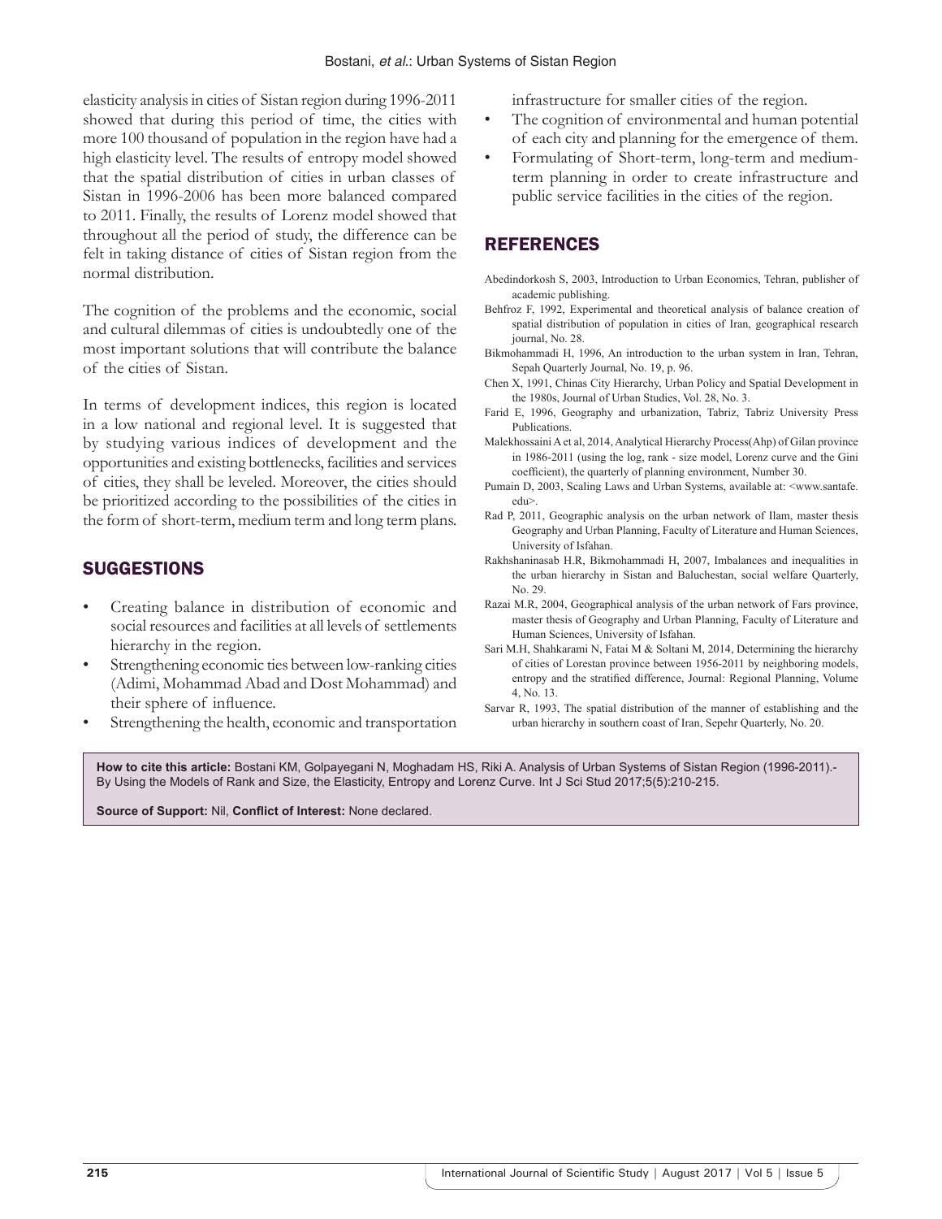elasticity analysis in cities of Sistan region during 1996-2011 showed that during this period of time, the cities with more 100 thousand of population in the region have had a high elasticity level. The results of entropy model showed that the spatial distribution of cities in urban classes of Sistan in 1996-2006 has been more balanced compared to 2011. Finally, the results of Lorenz model showed that throughout all the period of study, the difference can be felt in taking distance of cities of Sistan region from the normal distribution.

The cognition of the problems and the economic, social and cultural dilemmas of cities is undoubtedly one of the most important solutions that will contribute the balance of the cities of Sistan.

In terms of development indices, this region is located in a low national and regional level. It is suggested that by studying various indices of development and the opportunities and existing bottlenecks, facilities and services of cities, they shall be leveled. Moreover, the cities should be prioritized according to the possibilities of the cities in the form of short-term, medium term and long term plans.

## SUGGESTIONS

- Creating balance in distribution of economic and social resources and facilities at all levels of settlements hierarchy in the region.
- Strengthening economic ties between low-ranking cities (Adimi, Mohammad Abad and Dost Mohammad) and their sphere of influence.
- Strengthening the health, economic and transportation infrastructure for smaller cities of the region.
- The cognition of environmental and human potential of each city and planning for the emergence of them.
- Formulating of Short-term, long-term and medium-term planning in order to create infrastructure and public service facilities in the cities of the region.

## REFERENCES

Abedindorkosh S, 2003, Introduction to Urban Economics, Tehran, publisher of academic publishing.

Behfroz F, 1992, Experimental and theoretical analysis of balance creation of spatial distribution of population in cities of Iran, geographical research journal, No. 28.

Bikmohammadi H, 1996, An introduction to the urban system in Iran, Tehran, Sepah Quarterly Journal, No. 19, p. 96.

Chen X, 1991, Chinas City Hierarchy, Urban Policy and Spatial Development in the 1980s, Journal of Urban Studies, Vol. 28, No. 3.

Farid E, 1996, Geography and urbanization, Tabriz, Tabriz University Press Publications.

Malekhossaini A et al, 2014, Analytical Hierarchy Process(Ahp) of Gilan province in 1986-2011 (using the log, rank - size model, Lorenz curve and the Gini coefficient), the quarterly of planning environment, Number 30.

Pumain D, 2003, Scaling Laws and Urban Systems, available at: <www.santafe.edu>.

Rad P, 2011, Geographic analysis on the urban network of Ilam, master thesis Geography and Urban Planning, Faculty of Literature and Human Sciences, University of Isfahan.

Rakhshaninasab H.R, Bikmohammadi H, 2007, Imbalances and inequalities in the urban hierarchy in Sistan and Baluchestan, social welfare Quarterly, No. 29.

Razai M.R, 2004, Geographical analysis of the urban network of Fars province, master thesis of Geography and Urban Planning, Faculty of Literature and Human Sciences, University of Isfahan.

Sari M.H, Shahkarami N, Fatai M & Soltani M, 2014, Determining the hierarchy of cities of Lorestan province between 1956-2011 by neighboring models, entropy and the stratified difference, Journal: Regional Planning, Volume 4, No. 13.

Sarvar R, 1993, The spatial distribution of the manner of establishing and the urban hierarchy in southern coast of Iran, Sepehr Quarterly, No. 20.

**How to cite this article:** Bostani KM, Golpayegani N, Moghadam HS, Riki A. Analysis of Urban Systems of Sistan Region (1996-2011).- By Using the Models of Rank and Size, the Elasticity, Entropy and Lorenz Curve. Int J Sci Stud 2017;5(5):210-215.

**Source of Support:** Nil, **Conflict of Interest:** None declared.